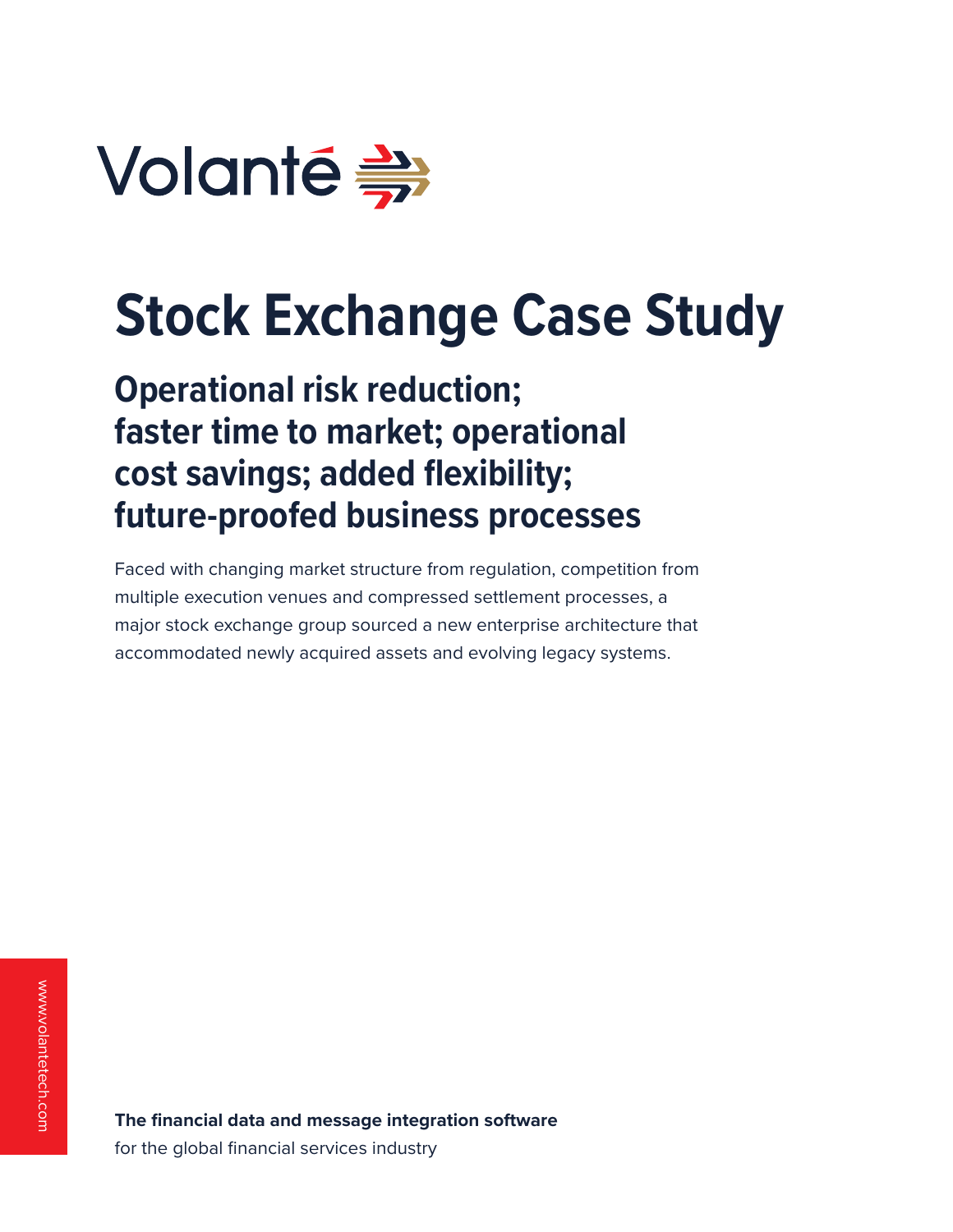Volanté

# Stock Exchange Case Study

## Operational risk reduction; faster time to market; operational cost savings; added flexibility; future-proofed business processes

Faced with changing market structure from regulation, competition from multiple execution venues and compressed settlement processes, a major stock exchange group sourced a new enterprise architecture that accommodated newly acquired assets and evolving legacy systems.

www.volantetech.com

**The financial data and message integration software**
for the global financial services industry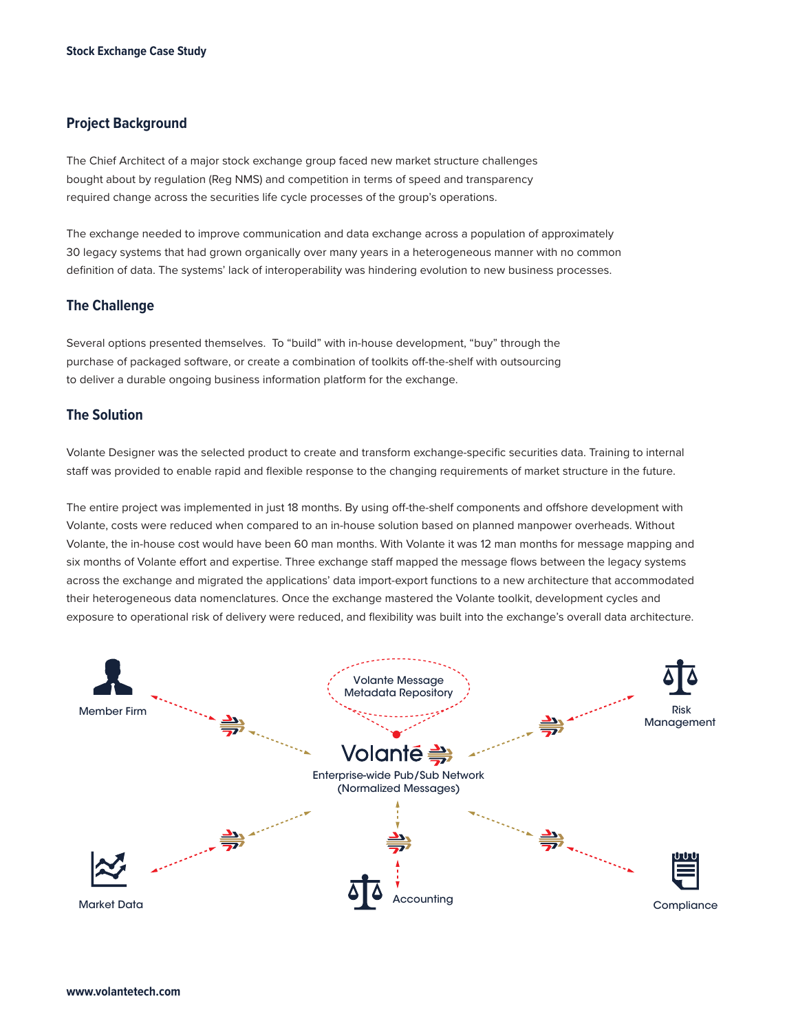## Project Background

The Chief Architect of a major stock exchange group faced new market structure challenges bought about by regulation (Reg NMS) and competition in terms of speed and transparency required change across the securities life cycle processes of the group's operations.

The exchange needed to improve communication and data exchange across a population of approximately 30 legacy systems that had grown organically over many years in a heterogeneous manner with no common definition of data. The systems' lack of interoperability was hindering evolution to new business processes.

## The Challenge

Several options presented themselves. To "build" with in-house development, "buy" through the purchase of packaged software, or create a combination of toolkits off-the-shelf with outsourcing to deliver a durable ongoing business information platform for the exchange.

## The Solution

Volante Designer was the selected product to create and transform exchange-specific securities data. Training to internal staff was provided to enable rapid and flexible response to the changing requirements of market structure in the future.

The entire project was implemented in just 18 months. By using off-the-shelf components and offshore development with Volante, costs were reduced when compared to an in-house solution based on planned manpower overheads. Without Volante, the in-house cost would have been 60 man months. With Volante it was 12 man months for message mapping and six months of Volante effort and expertise. Three exchange staff mapped the message flows between the legacy systems across the exchange and migrated the applications' data import-export functions to a new architecture that accommodated their heterogeneous data nomenclatures. Once the exchange mastered the Volante toolkit, development cycles and exposure to operational risk of delivery were reduced, and flexibility was built into the exchange's overall data architecture.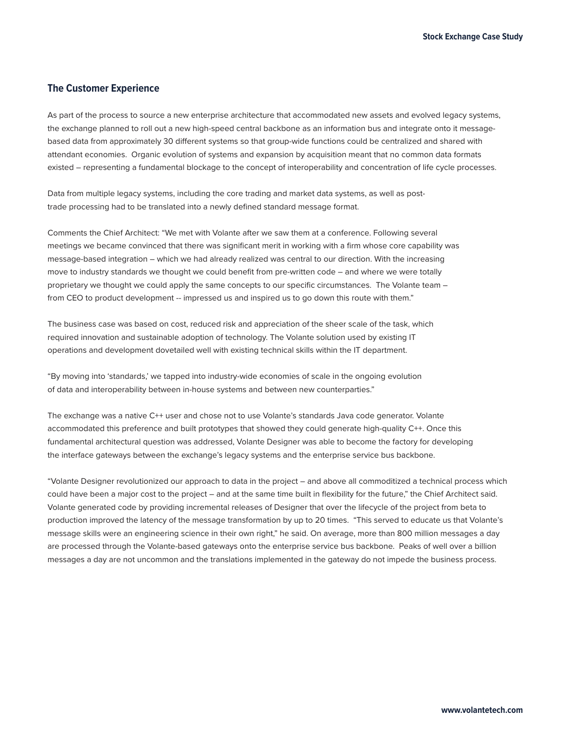## The Customer Experience

As part of the process to source a new enterprise architecture that accommodated new assets and evolved legacy systems, the exchange planned to roll out a new high-speed central backbone as an information bus and integrate onto it message-based data from approximately 30 different systems so that group-wide functions could be centralized and shared with attendant economies. Organic evolution of systems and expansion by acquisition meant that no common data formats existed – representing a fundamental blockage to the concept of interoperability and concentration of life cycle processes.

Data from multiple legacy systems, including the core trading and market data systems, as well as post-trade processing had to be translated into a newly defined standard message format.

Comments the Chief Architect: "We met with Volante after we saw them at a conference. Following several meetings we became convinced that there was significant merit in working with a firm whose core capability was message-based integration – which we had already realized was central to our direction. With the increasing move to industry standards we thought we could benefit from pre-written code – and where we were totally proprietary we thought we could apply the same concepts to our specific circumstances. The Volante team – from CEO to product development -- impressed us and inspired us to go down this route with them."

The business case was based on cost, reduced risk and appreciation of the sheer scale of the task, which required innovation and sustainable adoption of technology. The Volante solution used by existing IT operations and development dovetailed well with existing technical skills within the IT department.

"By moving into 'standards,' we tapped into industry-wide economies of scale in the ongoing evolution of data and interoperability between in-house systems and between new counterparties."

The exchange was a native C++ user and chose not to use Volante's standards Java code generator. Volante accommodated this preference and built prototypes that showed they could generate high-quality C++. Once this fundamental architectural question was addressed, Volante Designer was able to become the factory for developing the interface gateways between the exchange's legacy systems and the enterprise service bus backbone.

"Volante Designer revolutionized our approach to data in the project – and above all commoditized a technical process which could have been a major cost to the project – and at the same time built in flexibility for the future," the Chief Architect said. Volante generated code by providing incremental releases of Designer that over the lifecycle of the project from beta to production improved the latency of the message transformation by up to 20 times. "This served to educate us that Volante's message skills were an engineering science in their own right," he said. On average, more than 800 million messages a day are processed through the Volante-based gateways onto the enterprise service bus backbone. Peaks of well over a billion messages a day are not uncommon and the translations implemented in the gateway do not impede the business process.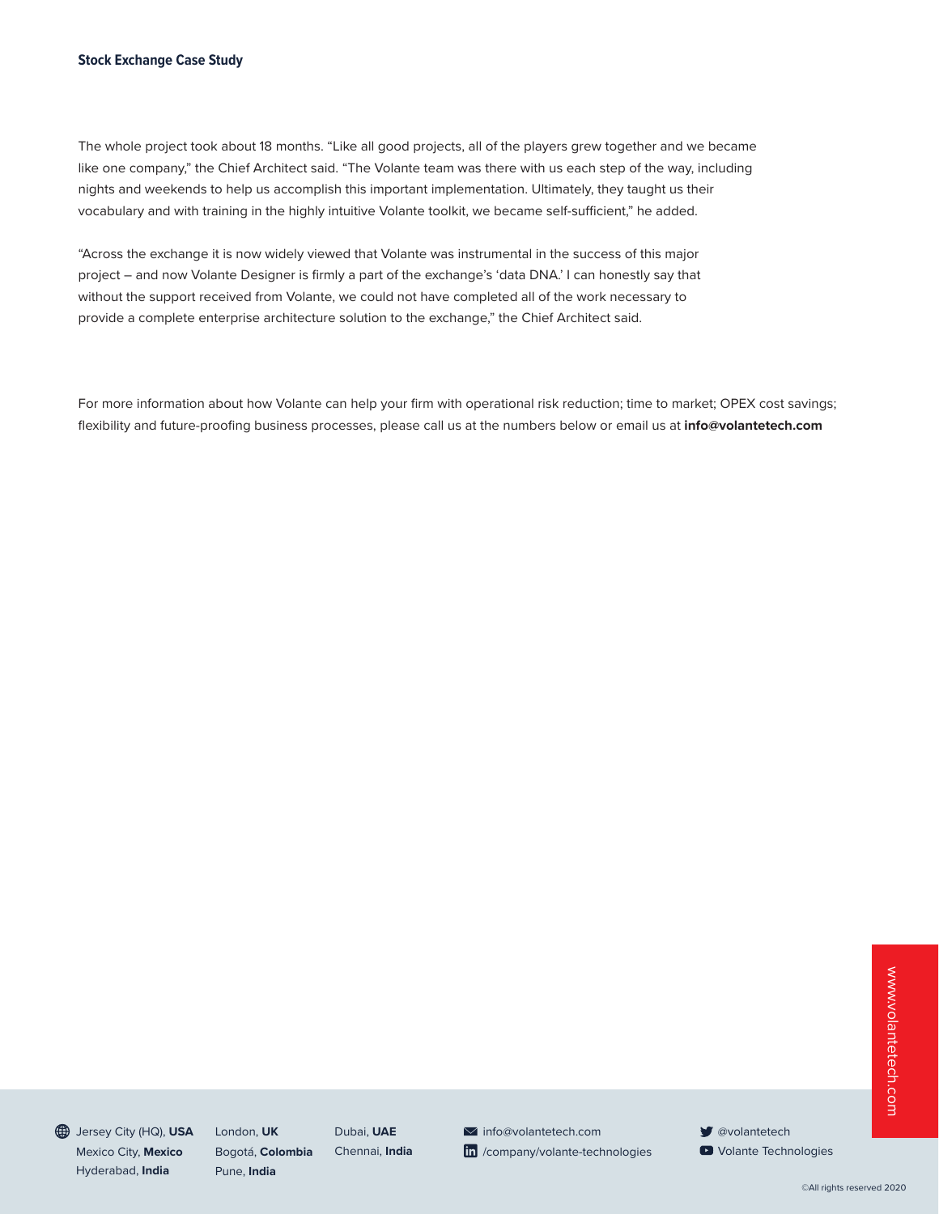The whole project took about 18 months. "Like all good projects, all of the players grew together and we became like one company," the Chief Architect said. "The Volante team was there with us each step of the way, including nights and weekends to help us accomplish this important implementation. Ultimately, they taught us their vocabulary and with training in the highly intuitive Volante toolkit, we became self-sufficient," he added.

"Across the exchange it is now widely viewed that Volante was instrumental in the success of this major project – and now Volante Designer is firmly a part of the exchange's 'data DNA.' I can honestly say that without the support received from Volante, we could not have completed all of the work necessary to provide a complete enterprise architecture solution to the exchange," the Chief Architect said.

For more information about how Volante can help your firm with operational risk reduction; time to market; OPEX cost savings; flexibility and future-proofing business processes, please call us at the numbers below or email us at **info@volantetech.com**

Jersey City (HQ), **USA**
Mexico City, **Mexico**
Hyderabad, **India**
London, **UK**
Bogotá, **Colombia**
Pune, **India**
Dubai, **UAE**
Chennai, **India**

info@volantetech.com
/company/volante-technologies
@volantetech
Volante Technologies

www.volantetech.com

©All rights reserved 2020